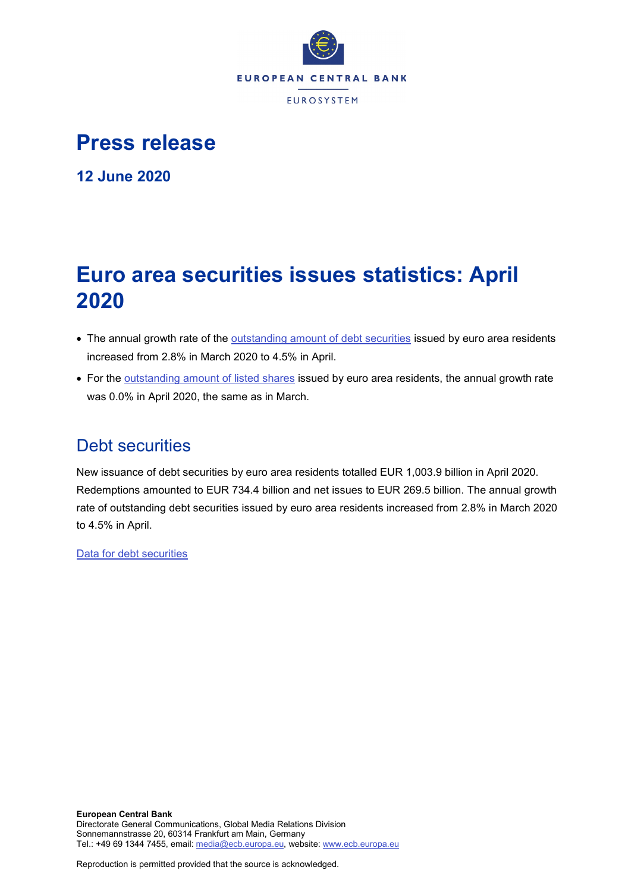EUROPEAN CENTRAL BANK

EUROSYSTEM

# Press release

**12 June 2020**

# Euro area securities issues statistics: April 2020

- The annual growth rate of the outstanding amount of debt securities issued by euro area residents increased from 2.8% in March 2020 to 4.5% in April.
- For the outstanding amount of listed shares issued by euro area residents, the annual growth rate was 0.0% in April 2020, the same as in March.

## Debt securities

New issuance of debt securities by euro area residents totalled EUR 1,003.9 billion in April 2020. Redemptions amounted to EUR 734.4 billion and net issues to EUR 269.5 billion. The annual growth rate of outstanding debt securities issued by euro area residents increased from 2.8% in March 2020 to 4.5% in April.

Data for debt securities

**European Central Bank**
Directorate General Communications, Global Media Relations Division
Sonnemannstrasse 20, 60314 Frankfurt am Main, Germany
Tel.: +49 69 1344 7455, email: media@ecb.europa.eu, website: www.ecb.europa.eu

Reproduction is permitted provided that the source is acknowledged.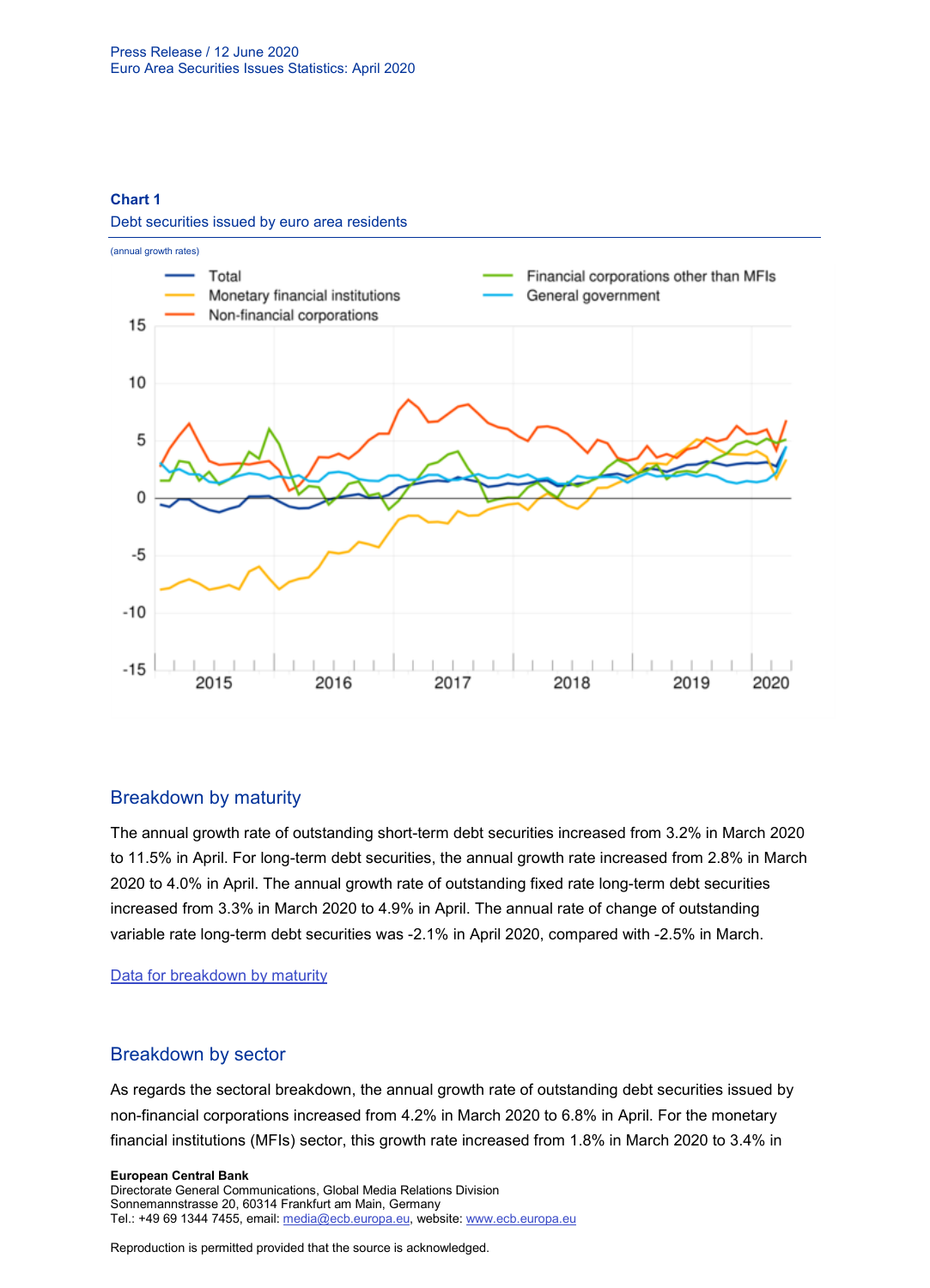**Chart 1**

Debt securities issued by euro area residents

(annual growth rates)

Total
Monetary financial institutions
Non-financial corporations
Financial corporations other than MFIs
General government

15
10
5
0
-5
-10
-15

2015
2016
2017
2018
2019
2020

## Breakdown by maturity

The annual growth rate of outstanding short-term debt securities increased from 3.2% in March 2020 to 11.5% in April. For long-term debt securities, the annual growth rate increased from 2.8% in March 2020 to 4.0% in April. The annual growth rate of outstanding fixed rate long-term debt securities increased from 3.3% in March 2020 to 4.9% in April. The annual rate of change of outstanding variable rate long-term debt securities was -2.1% in April 2020, compared with -2.5% in March.

[Data for breakdown by maturity]

## Breakdown by sector

As regards the sectoral breakdown, the annual growth rate of outstanding debt securities issued by non-financial corporations increased from 4.2% in March 2020 to 6.8% in April. For the monetary financial institutions (MFIs) sector, this growth rate increased from 1.8% in March 2020 to 3.4% in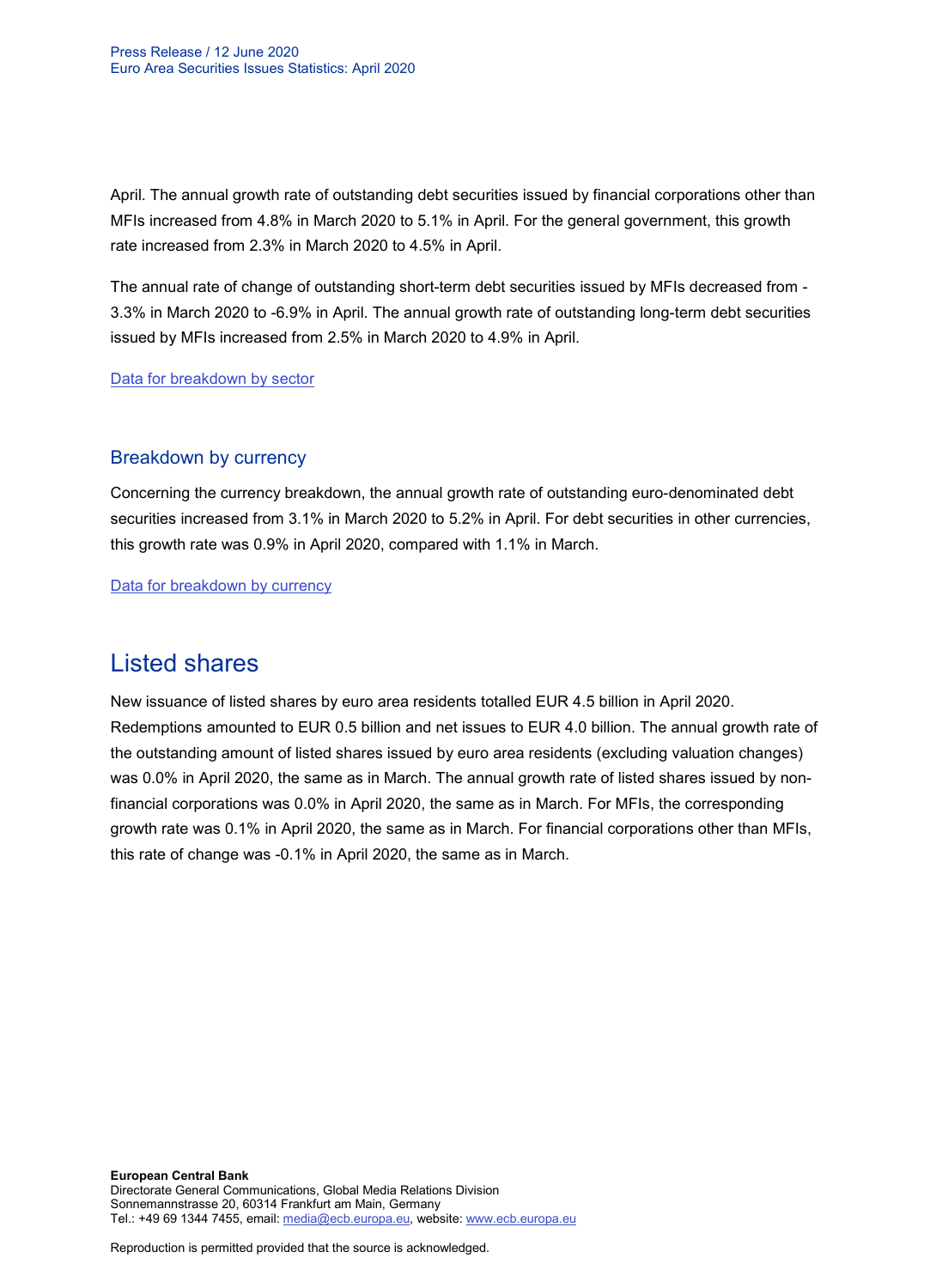April. The annual growth rate of outstanding debt securities issued by financial corporations other than MFIs increased from 4.8% in March 2020 to 5.1% in April. For the general government, this growth rate increased from 2.3% in March 2020 to 4.5% in April.

The annual rate of change of outstanding short-term debt securities issued by MFIs decreased from -3.3% in March 2020 to -6.9% in April. The annual growth rate of outstanding long-term debt securities issued by MFIs increased from 2.5% in March 2020 to 4.9% in April.

Data for breakdown by sector

## Breakdown by currency

Concerning the currency breakdown, the annual growth rate of outstanding euro-denominated debt securities increased from 3.1% in March 2020 to 5.2% in April. For debt securities in other currencies, this growth rate was 0.9% in April 2020, compared with 1.1% in March.

Data for breakdown by currency

# Listed shares

New issuance of listed shares by euro area residents totalled EUR 4.5 billion in April 2020. Redemptions amounted to EUR 0.5 billion and net issues to EUR 4.0 billion. The annual growth rate of the outstanding amount of listed shares issued by euro area residents (excluding valuation changes) was 0.0% in April 2020, the same as in March. The annual growth rate of listed shares issued by non-financial corporations was 0.0% in April 2020, the same as in March. For MFIs, the corresponding growth rate was 0.1% in April 2020, the same as in March. For financial corporations other than MFIs, this rate of change was -0.1% in April 2020, the same as in March.

**European Central Bank**
Directorate General Communications, Global Media Relations Division
Sonnemannstrasse 20, 60314 Frankfurt am Main, Germany
Tel.: +49 69 1344 7455, email: media@ecb.europa.eu, website: www.ecb.europa.eu

Reproduction is permitted provided that the source is acknowledged.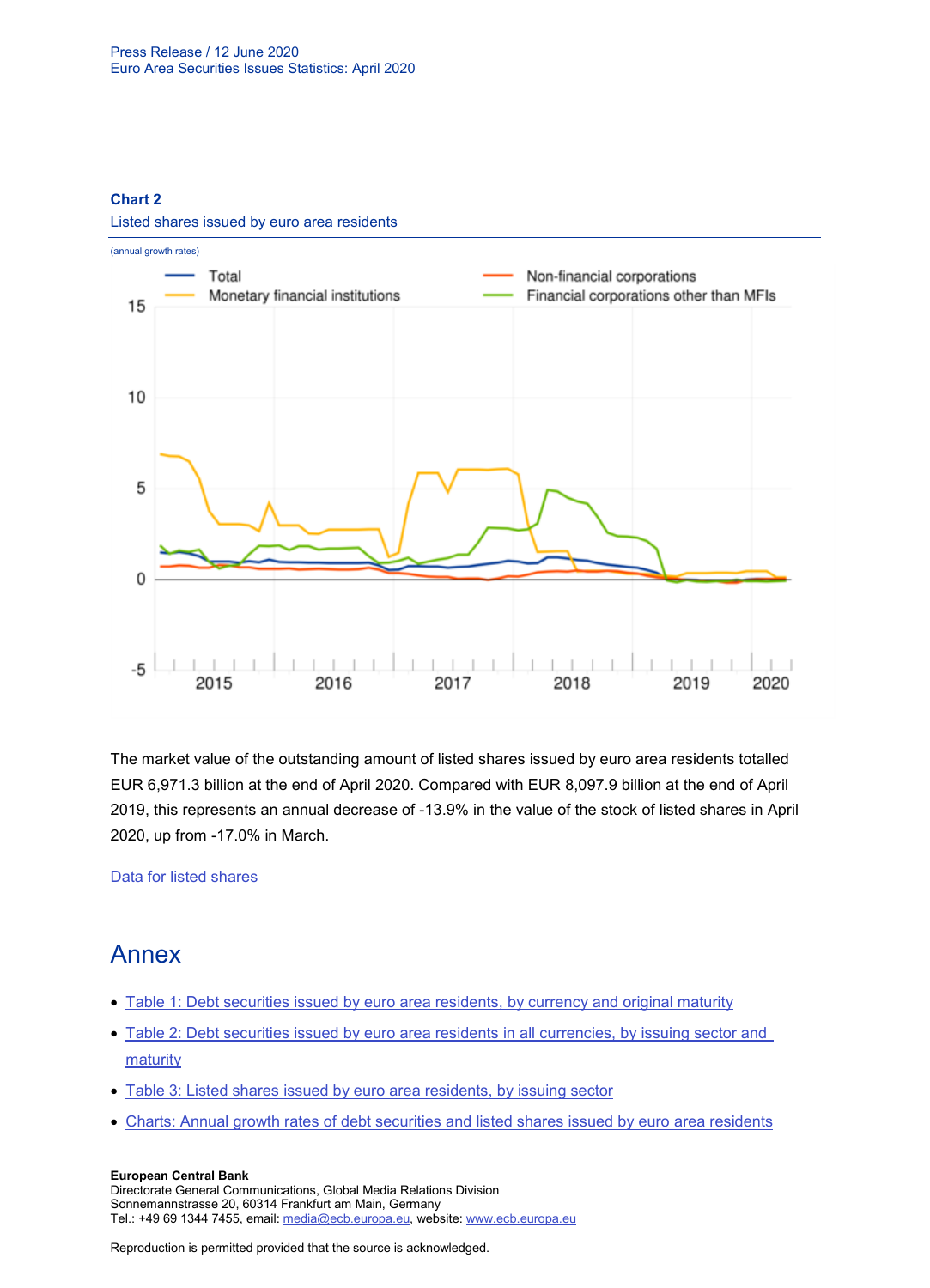**Chart 2**

Listed shares issued by euro area residents

(annual growth rates)

Total
Monetary financial institutions
Non-financial corporations
Financial corporations other than MFIs

15
10
5
0
-5

2015
2016
2017
2018
2019
2020

The market value of the outstanding amount of listed shares issued by euro area residents totalled EUR 6,971.3 billion at the end of April 2020. Compared with EUR 8,097.9 billion at the end of April 2019, this represents an annual decrease of -13.9% in the value of the stock of listed shares in April 2020, up from -17.0% in March.

[Data for listed shares]

# Annex

- [Table 1: Debt securities issued by euro area residents, by currency and original maturity]
- [Table 2: Debt securities issued by euro area residents in all currencies, by issuing sector and maturity]
- [Table 3: Listed shares issued by euro area residents, by issuing sector]
- [Charts: Annual growth rates of debt securities and listed shares issued by euro area residents]

**European Central Bank**
Directorate General Communications, Global Media Relations Division
Sonnemannstrasse 20, 60314 Frankfurt am Main, Germany
Tel.: +49 69 1344 7455, email: media@ecb.europa.eu, website: www.ecb.europa.eu

Reproduction is permitted provided that the source is acknowledged.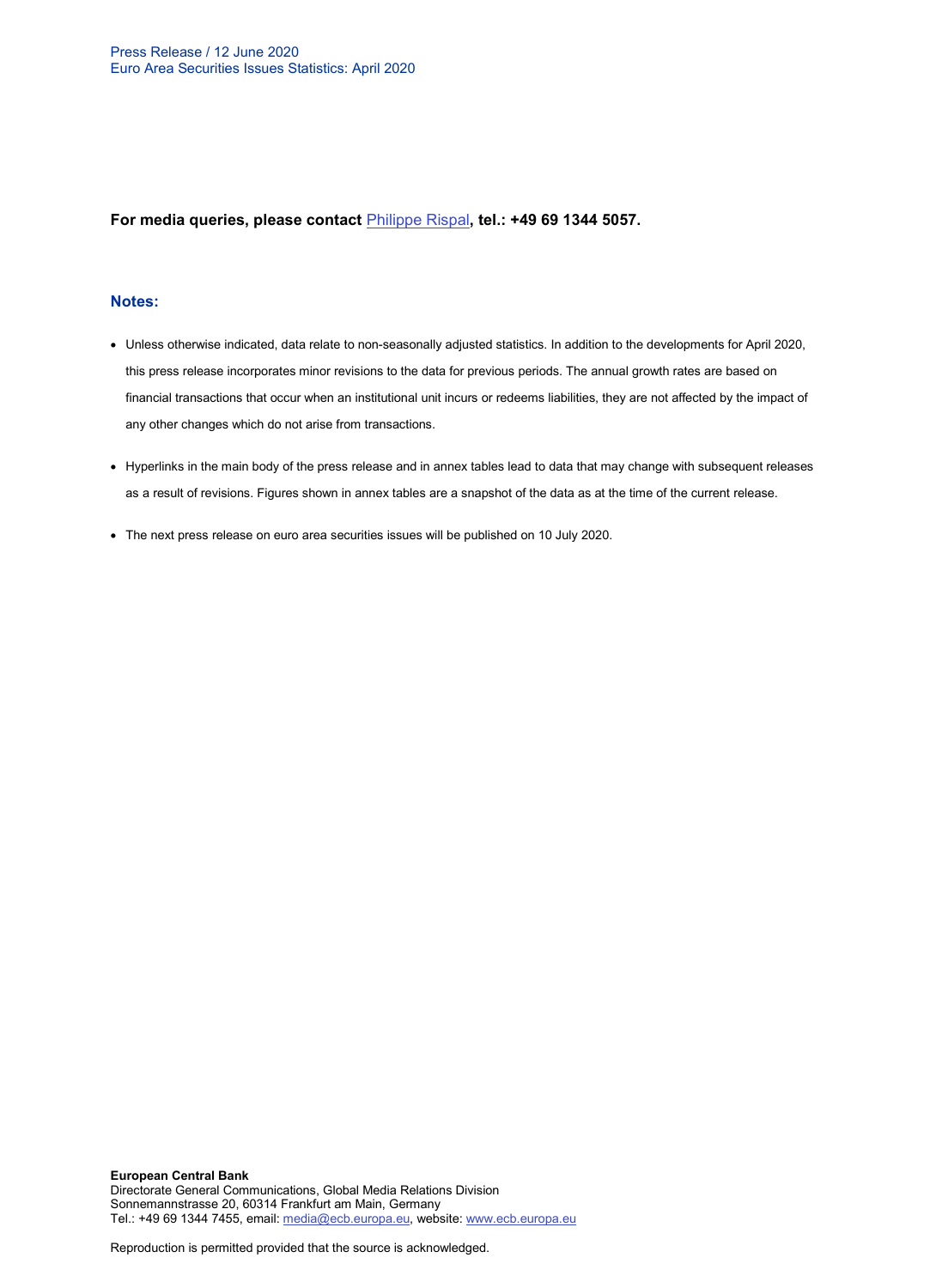**For media queries, please contact Philippe Rispal, tel.: +49 69 1344 5057.**

## Notes:

- Unless otherwise indicated, data relate to non-seasonally adjusted statistics. In addition to the developments for April 2020, this press release incorporates minor revisions to the data for previous periods. The annual growth rates are based on financial transactions that occur when an institutional unit incurs or redeems liabilities, they are not affected by the impact of any other changes which do not arise from transactions.
- Hyperlinks in the main body of the press release and in annex tables lead to data that may change with subsequent releases as a result of revisions. Figures shown in annex tables are a snapshot of the data as at the time of the current release.
- The next press release on euro area securities issues will be published on 10 July 2020.

**European Central Bank**
Directorate General Communications, Global Media Relations Division
Sonnemannstrasse 20, 60314 Frankfurt am Main, Germany
Tel.: +49 69 1344 7455, email: media@ecb.europa.eu, website: www.ecb.europa.eu

Reproduction is permitted provided that the source is acknowledged.